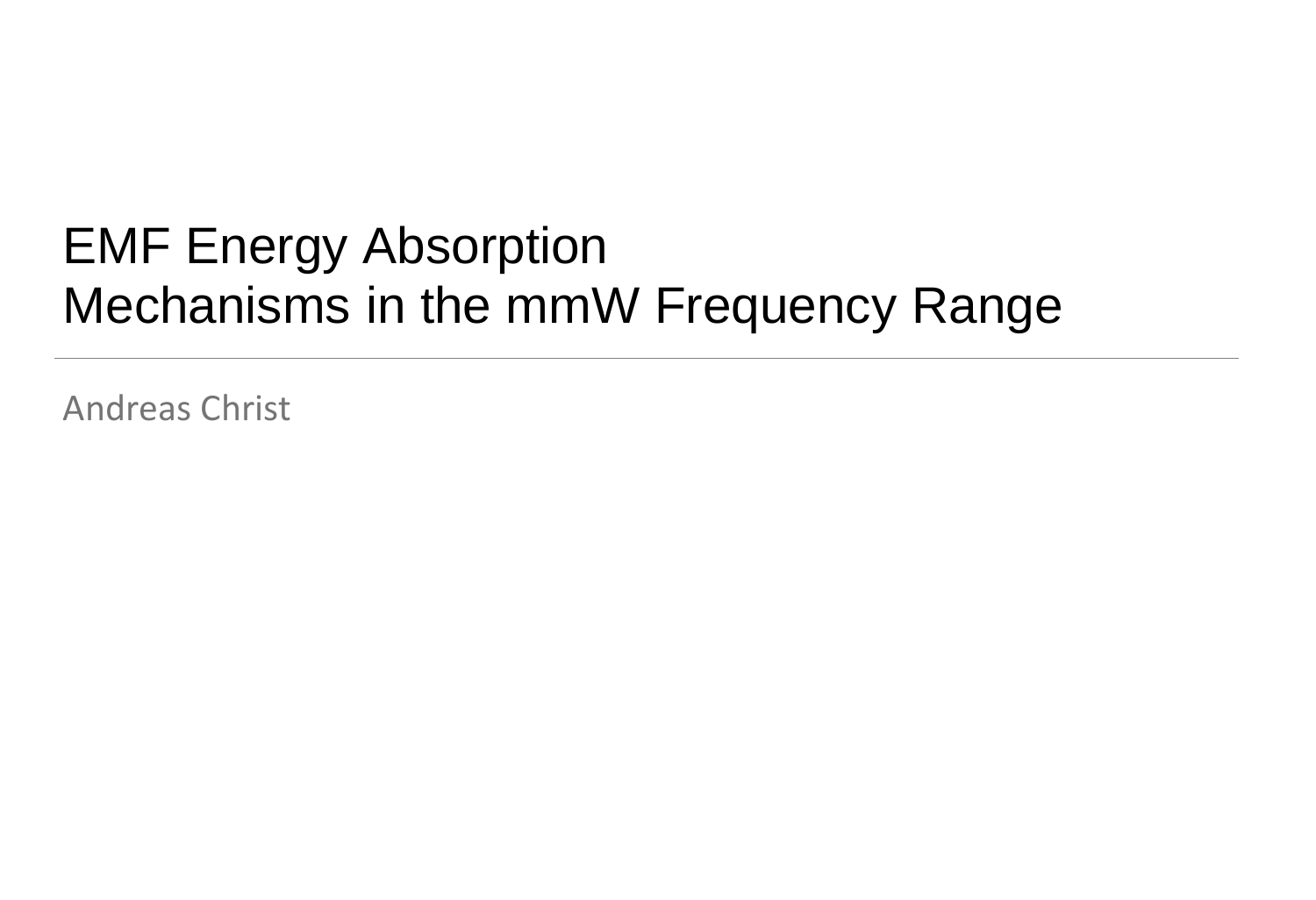# EMF Energy Absorption Mechanisms in the mmW Frequency Range

Andreas Christ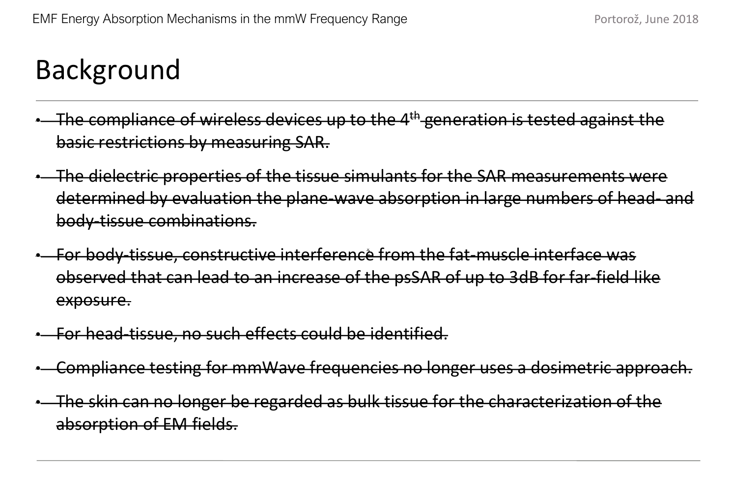# Background

- ~~The compliance of wireless devices up to the 4th generation is tested against the basic restrictions by measuring SAR.~~
- ~~The dielectric properties of the tissue simulants for the SAR measurements were determined by evaluation the plane-wave absorption in large numbers of head- and body-tissue combinations.~~
- ~~For body-tissue, constructive interference from the fat-muscle interface was observed that can lead to an increase of the psSAR of up to 3dB for far-field like exposure.~~
- ~~For head-tissue, no such effects could be identified.~~
- ~~Compliance testing for mmWave frequencies no longer uses a dosimetric approach.~~
- ~~The skin can no longer be regarded as bulk tissue for the characterization of the absorption of EM fields.~~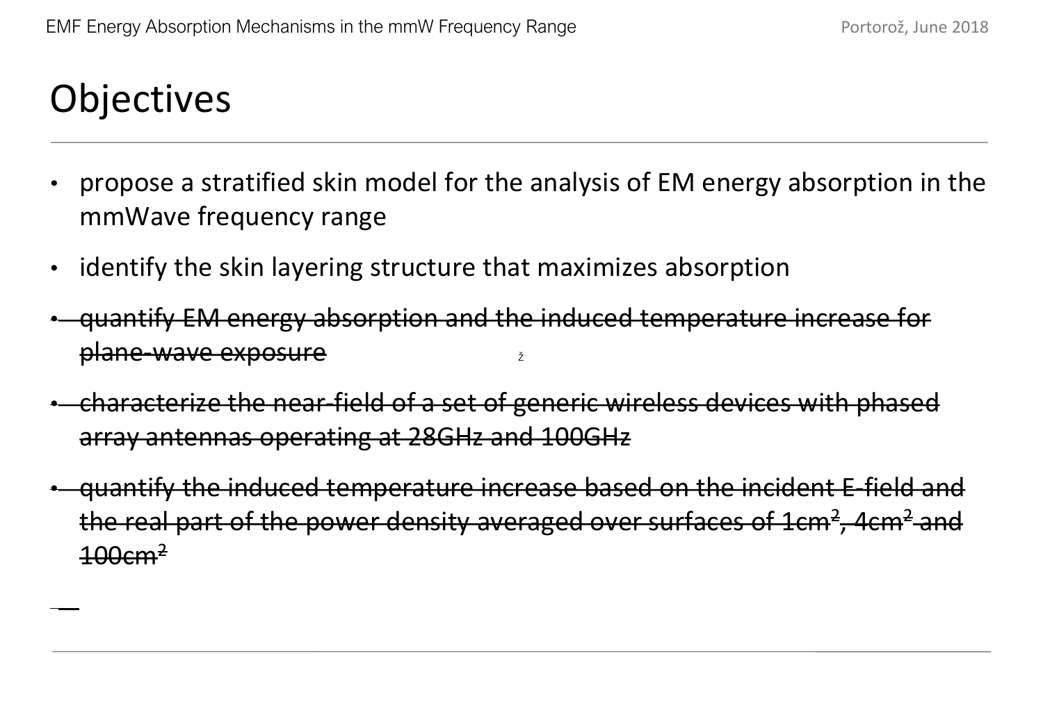# Objectives

- propose a stratified skin model for the analysis of EM energy absorption in the mmWave frequency range
- identify the skin layering structure that maximizes absorption
- ~~quantify EM energy absorption and the induced temperature increase for plane-wave exposure~~
- ~~characterize the near-field of a set of generic wireless devices with phased array antennas operating at 28GHz and 100GHz~~
- ~~quantify the induced temperature increase based on the incident E-field and the real part of the power density averaged over surfaces of 1cm$^2$, 4cm$^2$ and 100cm$^2$~~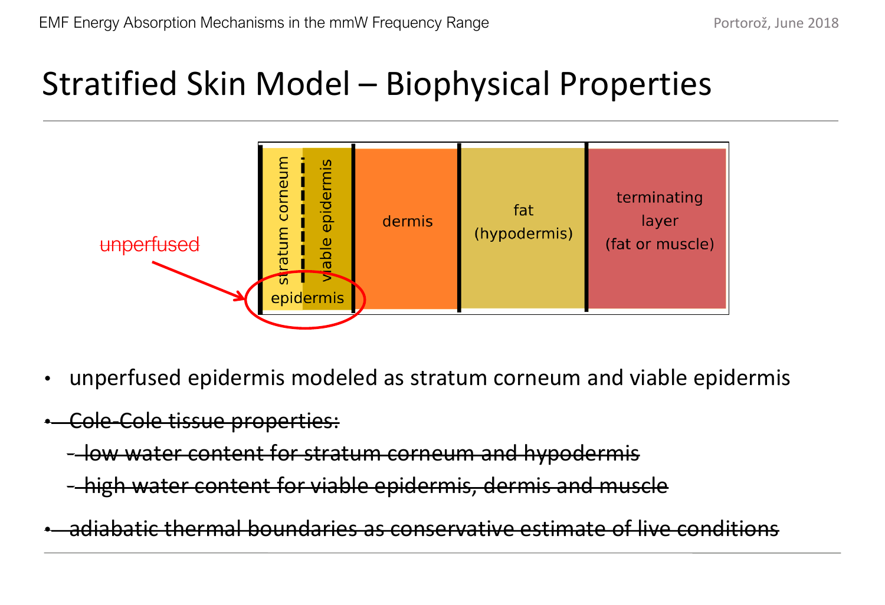# Stratified Skin Model – Biophysical Properties

| stratum corneum | viable epidermis | dermis | fat (hypodermis) | terminating layer (fat or muscle) |
| --- | --- | --- | --- | --- |
| epidermis | | | | |

~~unperfused~~ → epidermis

- unperfused epidermis modeled as stratum corneum and viable epidermis
- ~~Cole-Cole tissue properties:~~
  - ~~low water content for stratum corneum and hypodermis~~
  - ~~high water content for viable epidermis, dermis and muscle~~
- ~~adiabatic thermal boundaries as conservative estimate of live conditions~~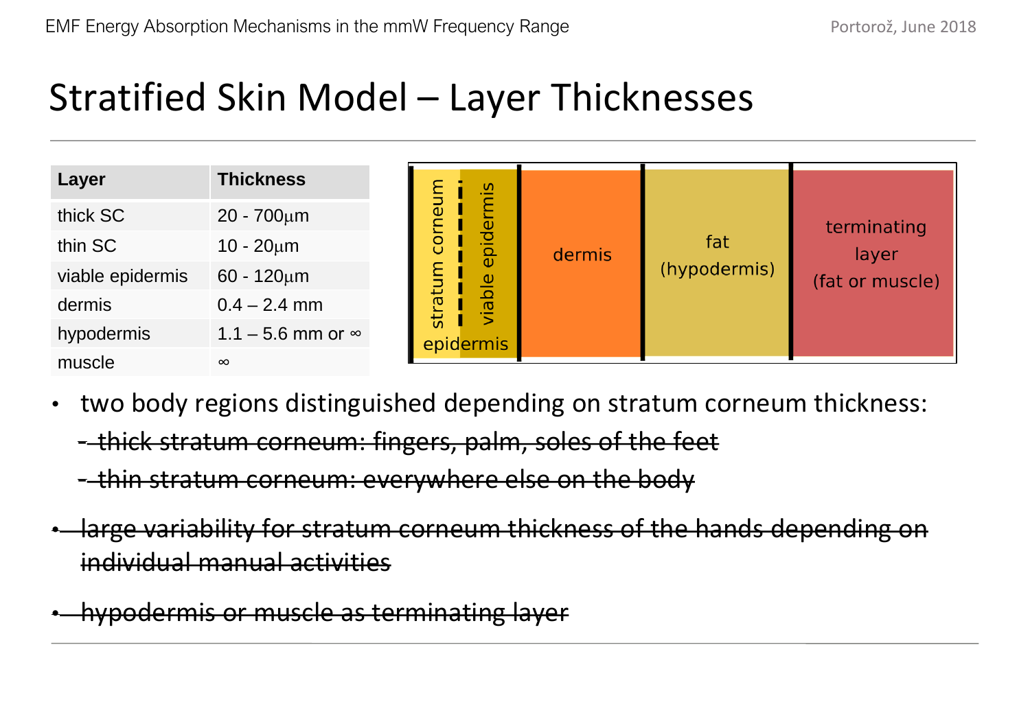# Stratified Skin Model – Layer Thicknesses

| Layer | Thickness |
|---|---|
| thick SC | 20 - 700$\mu$m |
| thin SC | 10 - 20$\mu$m |
| viable epidermis | 60 - 120$\mu$m |
| dermis | 0.4 – 2.4 mm |
| hypodermis | 1.1 – 5.6 mm or $\infty$ |
| muscle | $\infty$ |

- two body regions distinguished depending on stratum corneum thickness:
  - ~~thick stratum corneum: fingers, palm, soles of the feet~~
  - ~~thin stratum corneum: everywhere else on the body~~
- ~~large variability for stratum corneum thickness of the hands depending on individual manual activities~~
- ~~hypodermis or muscle as terminating layer~~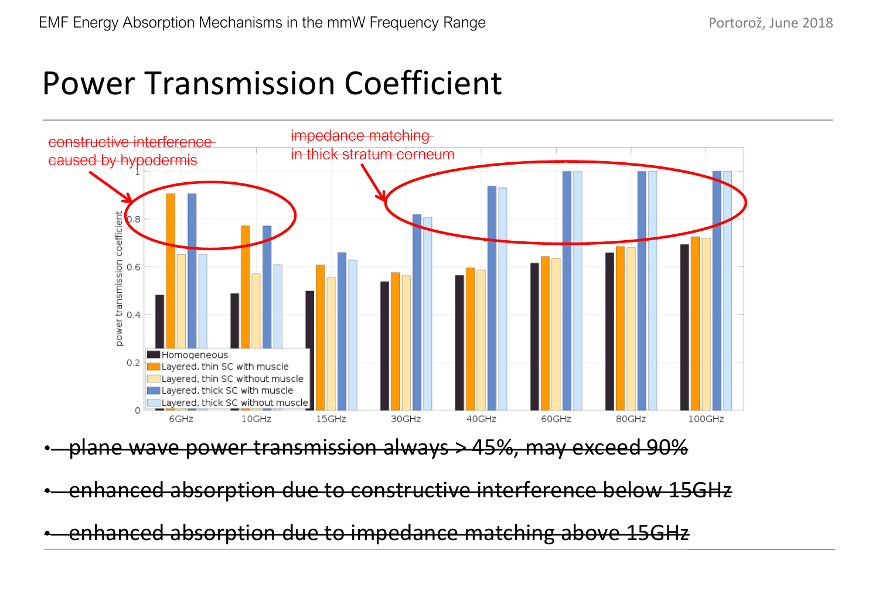# Power Transmission Coefficient

constructive interference caused by hypodermis

impedance matching in thick stratum corneum

- plane wave power transmission always > 45%, may exceed 90%
- enhanced absorption due to constructive interference below 15GHz
- enhanced absorption due to impedance matching above 15GHz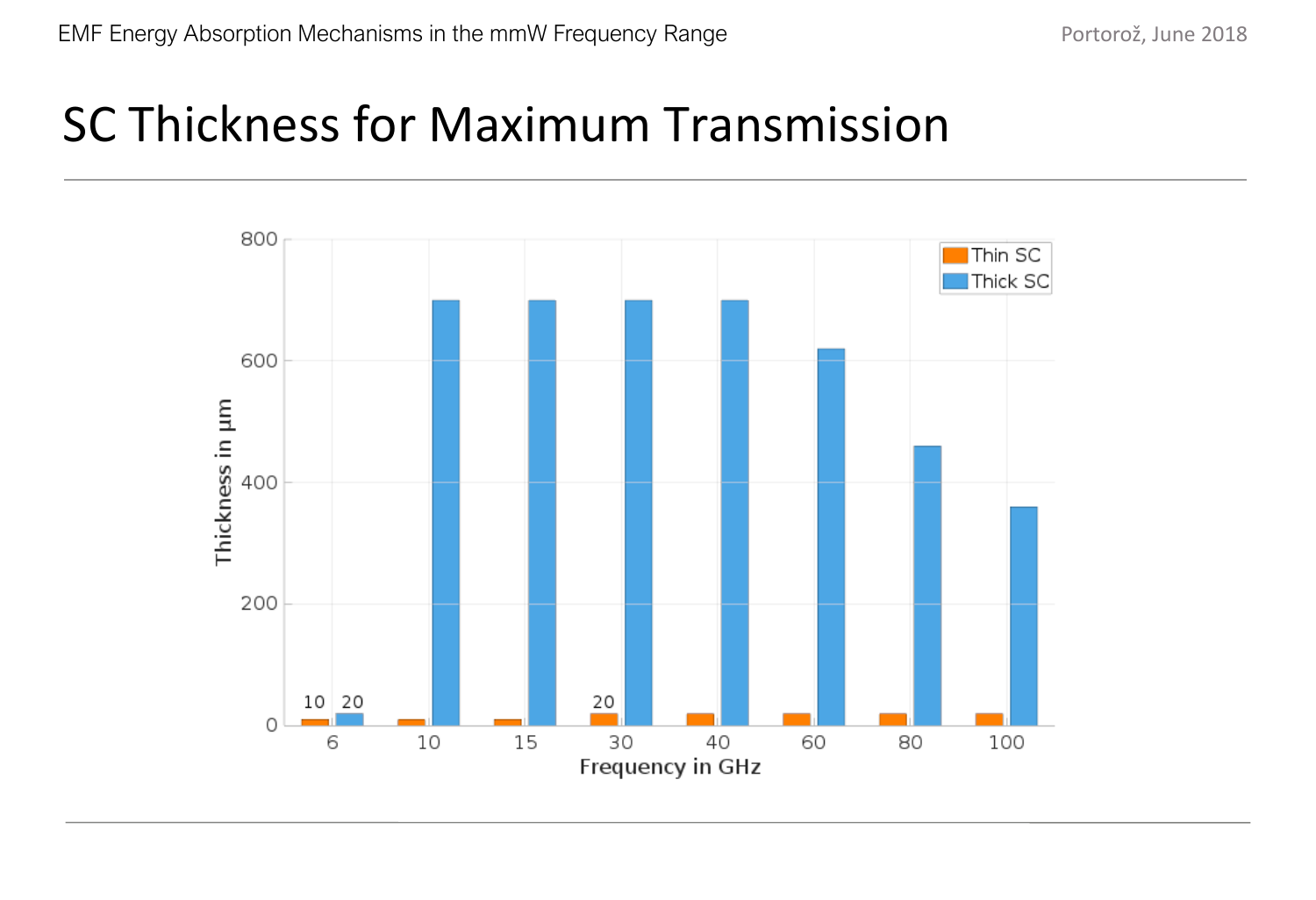# SC Thickness for Maximum Transmission

| Frequency in GHz | Thin SC (µm) | Thick SC (µm) |
|---|---|---|
| 6 | 10 | 20 |
| 10 | 10 | 700 |
| 15 | 10 | 700 |
| 30 | 20 | 700 |
| 40 | 20 | 700 |
| 60 | 20 | 620 |
| 80 | 20 | 460 |
| 100 | 20 | 360 |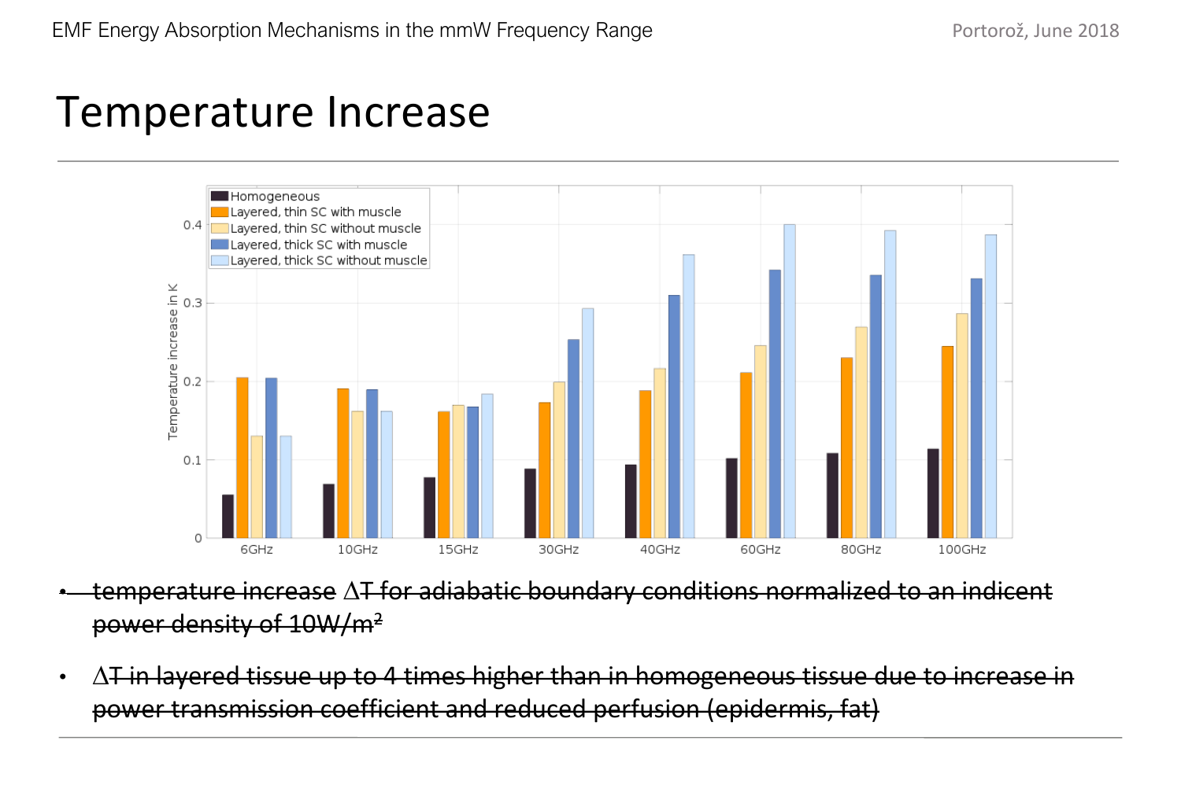# Temperature Increase

- ~~temperature increase $\Delta T$ for adiabatic boundary conditions normalized to an indicent power density of 10W/m²~~
- ~~$\Delta T$ in layered tissue up to 4 times higher than in homogeneous tissue due to increase in power transmission coefficient and reduced perfusion (epidermis, fat)~~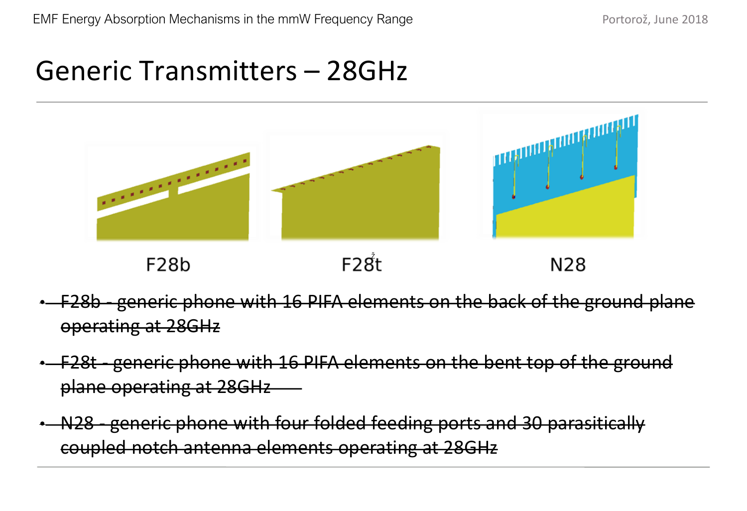# Generic Transmitters – 28GHz

F28b F28t N28

- ~~F28b - generic phone with 16 PIFA elements on the back of the ground plane operating at 28GHz~~
- ~~F28t - generic phone with 16 PIFA elements on the bent top of the ground plane operating at 28GHz~~
- ~~N28 - generic phone with four folded feeding ports and 30 parasitically coupled notch antenna elements operating at 28GHz~~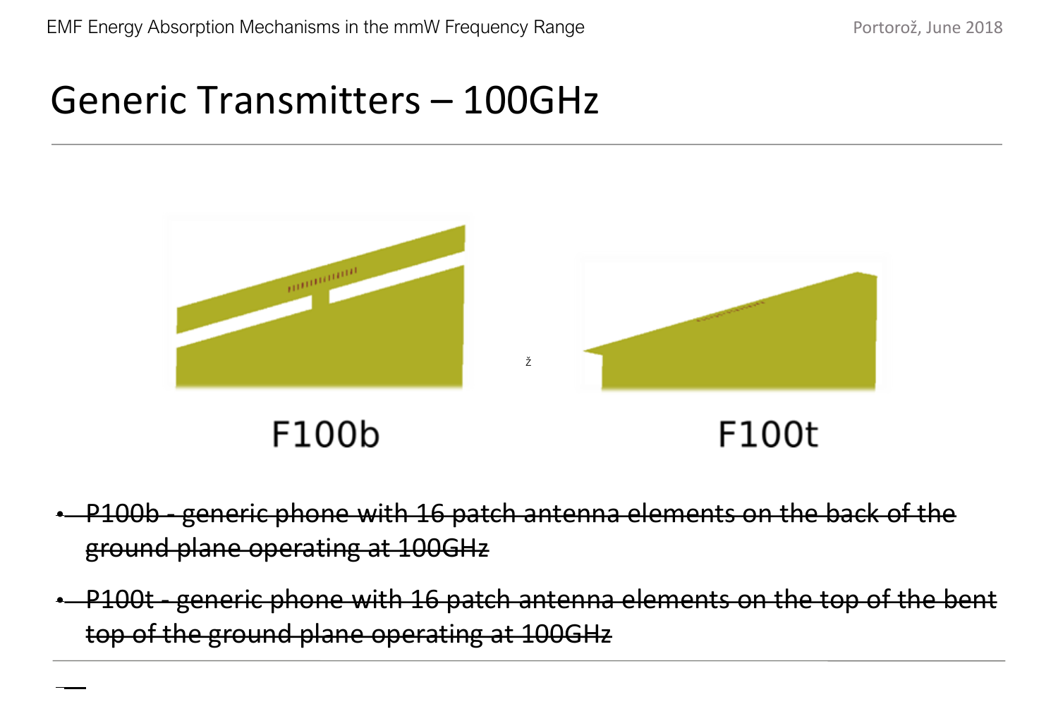# Generic Transmitters – 100GHz

F100b

F100t

- ~~P100b - generic phone with 16 patch antenna elements on the back of the ground plane operating at 100GHz~~
- ~~P100t - generic phone with 16 patch antenna elements on the top of the bent top of the ground plane operating at 100GHz~~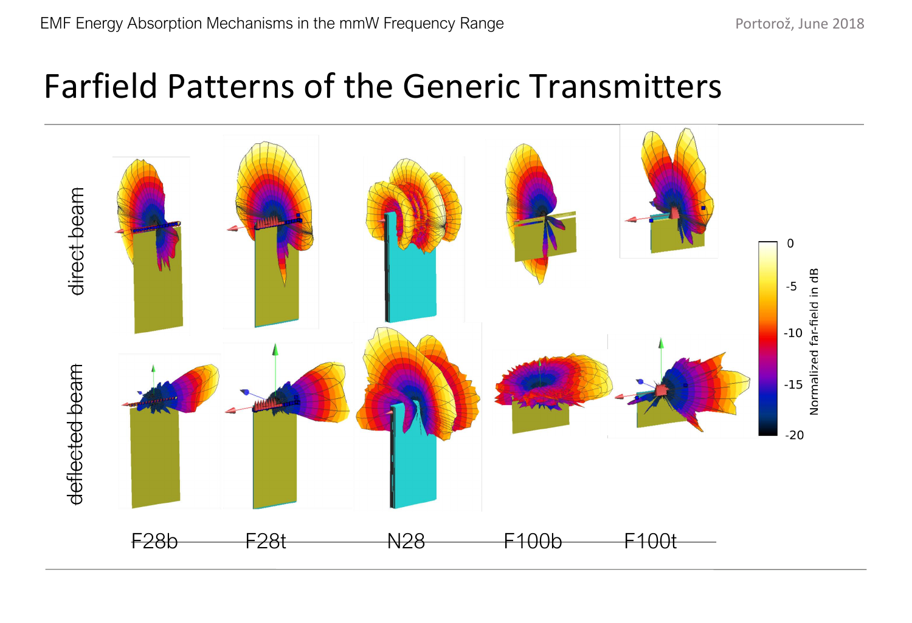# Farfield Patterns of the Generic Transmitters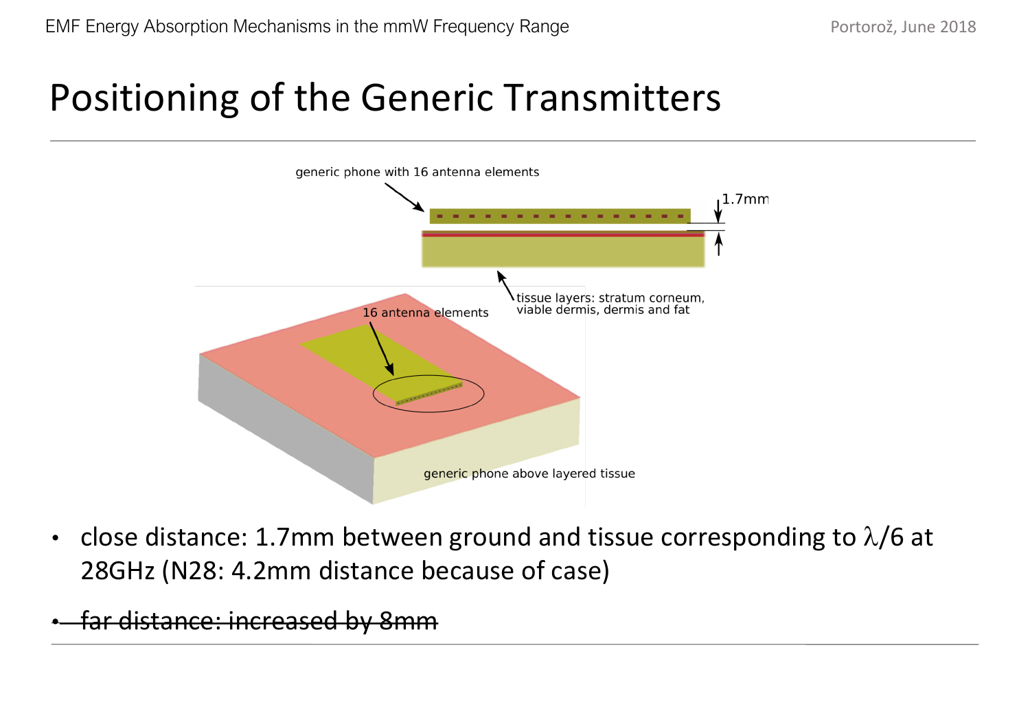# Positioning of the Generic Transmitters

generic phone with 16 antenna elements

1.7mm

tissue layers: stratum corneum, viable dermis, dermis and fat

16 antenna elements

generic phone above layered tissue

- close distance: 1.7mm between ground and tissue corresponding to $\lambda/6$ at 28GHz (N28: 4.2mm distance because of case)
- ~~far distance: increased by 8mm~~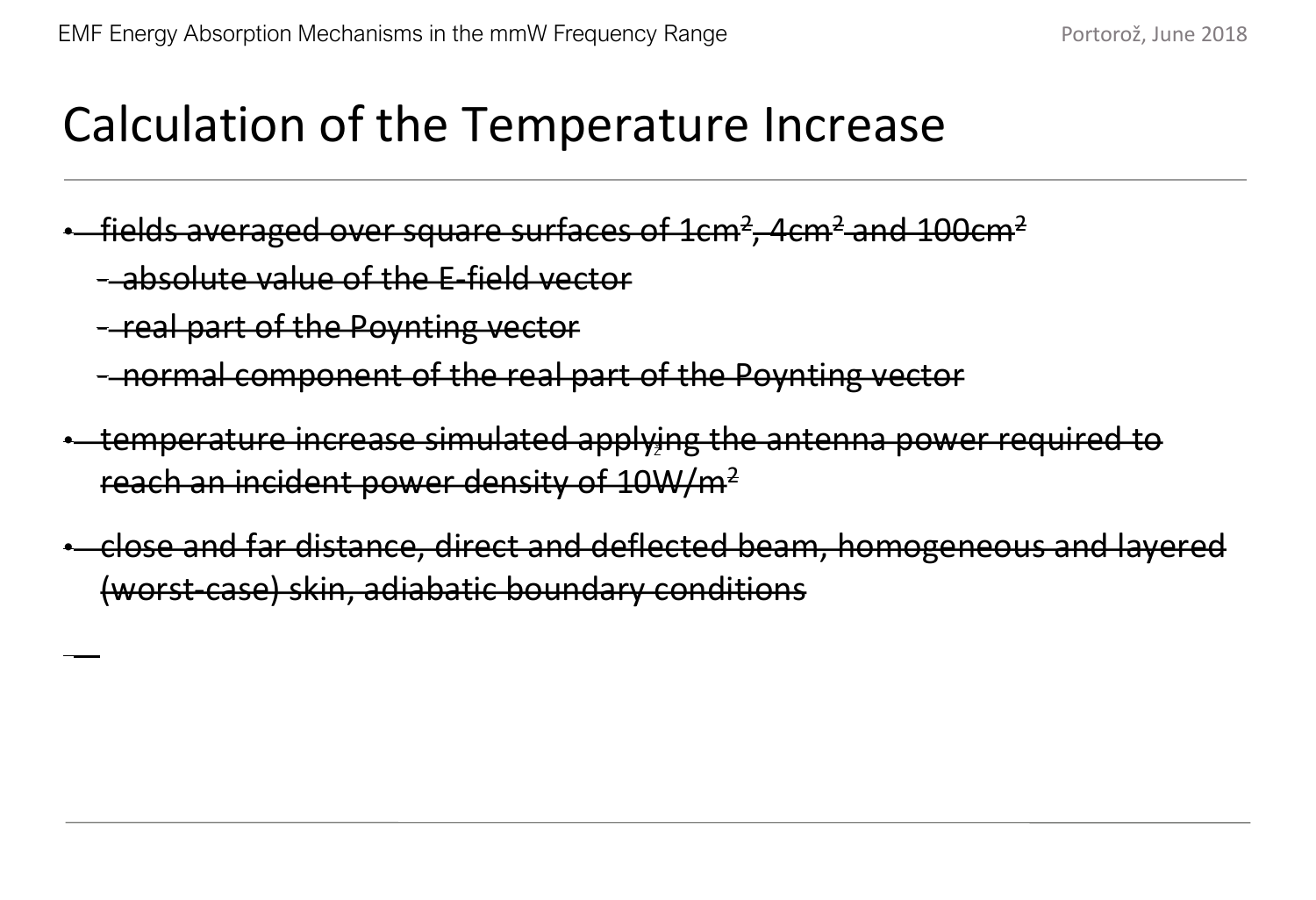# Calculation of the Temperature Increase

- ~~fields averaged over square surfaces of 1cm², 4cm² and 100cm²~~
  - ~~absolute value of the E-field vector~~
  - ~~real part of the Poynting vector~~
  - ~~normal component of the real part of the Poynting vector~~
- ~~temperature increase simulated applying the antenna power required to reach an incident power density of 10W/m²~~
- ~~close and far distance, direct and deflected beam, homogeneous and layered (worst-case) skin, adiabatic boundary conditions~~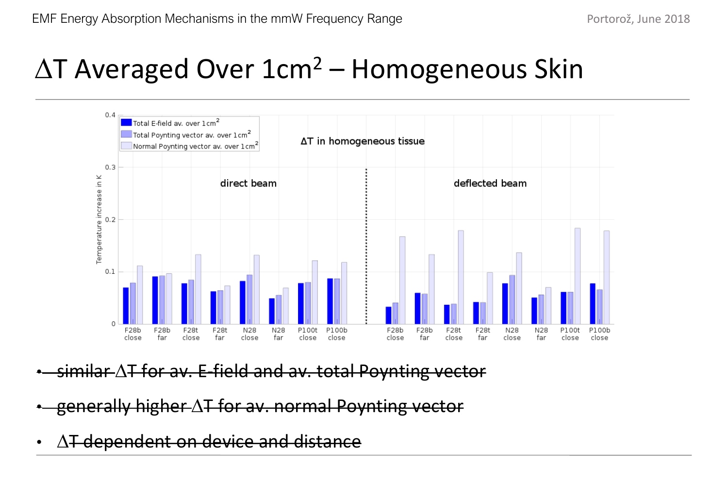# $\Delta$T Averaged Over 1cm² – Homogeneous Skin

- ~~similar $\Delta$T for av. E-field and av. total Poynting vector~~
- ~~generally higher $\Delta$T for av. normal Poynting vector~~
- ~~$\Delta$T dependent on device and distance~~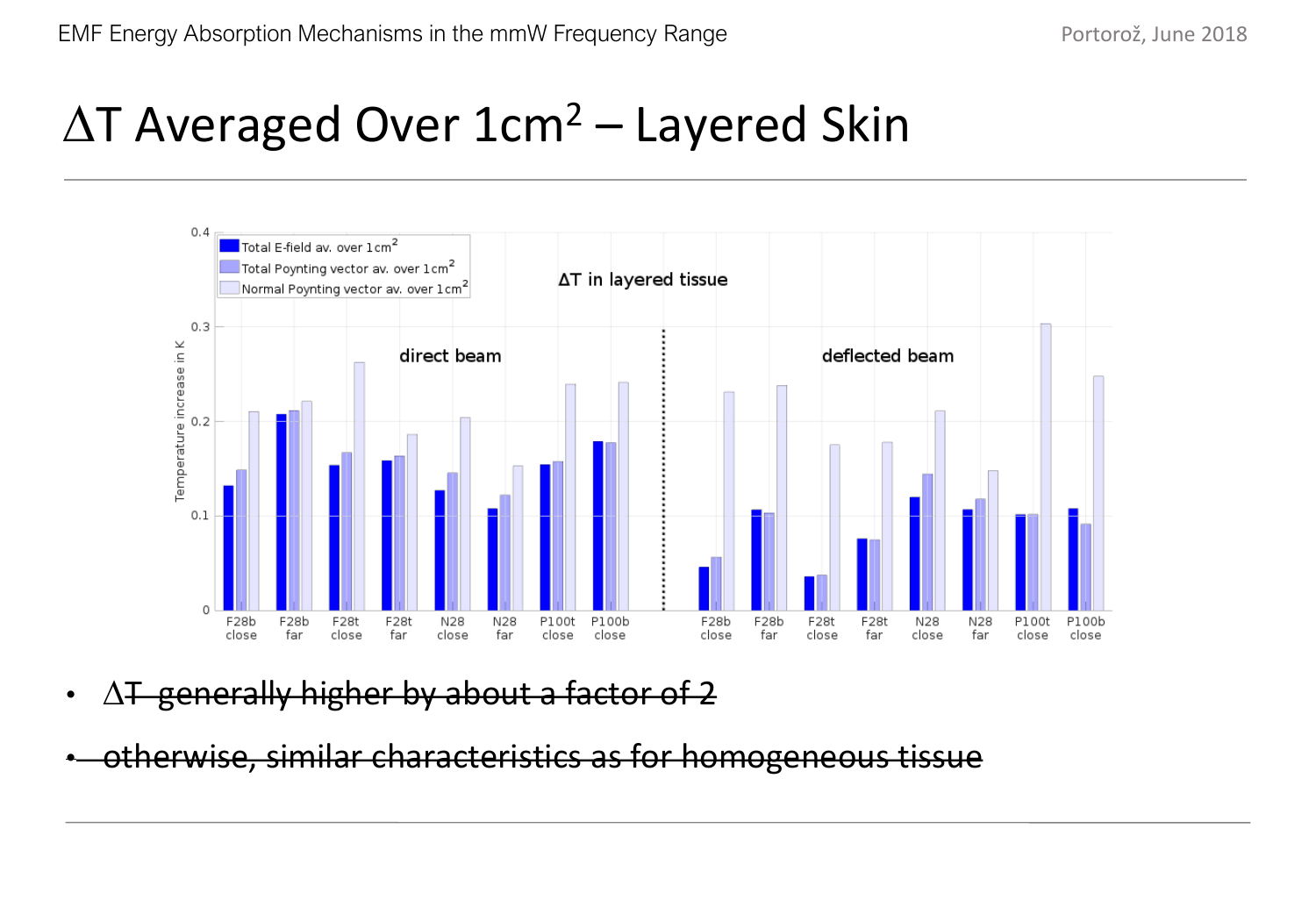# $\Delta T$ Averaged Over 1cm$^2$ – Layered Skin

- ~~$\Delta T$ generally higher by about a factor of 2~~
- ~~otherwise, similar characteristics as for homogeneous tissue~~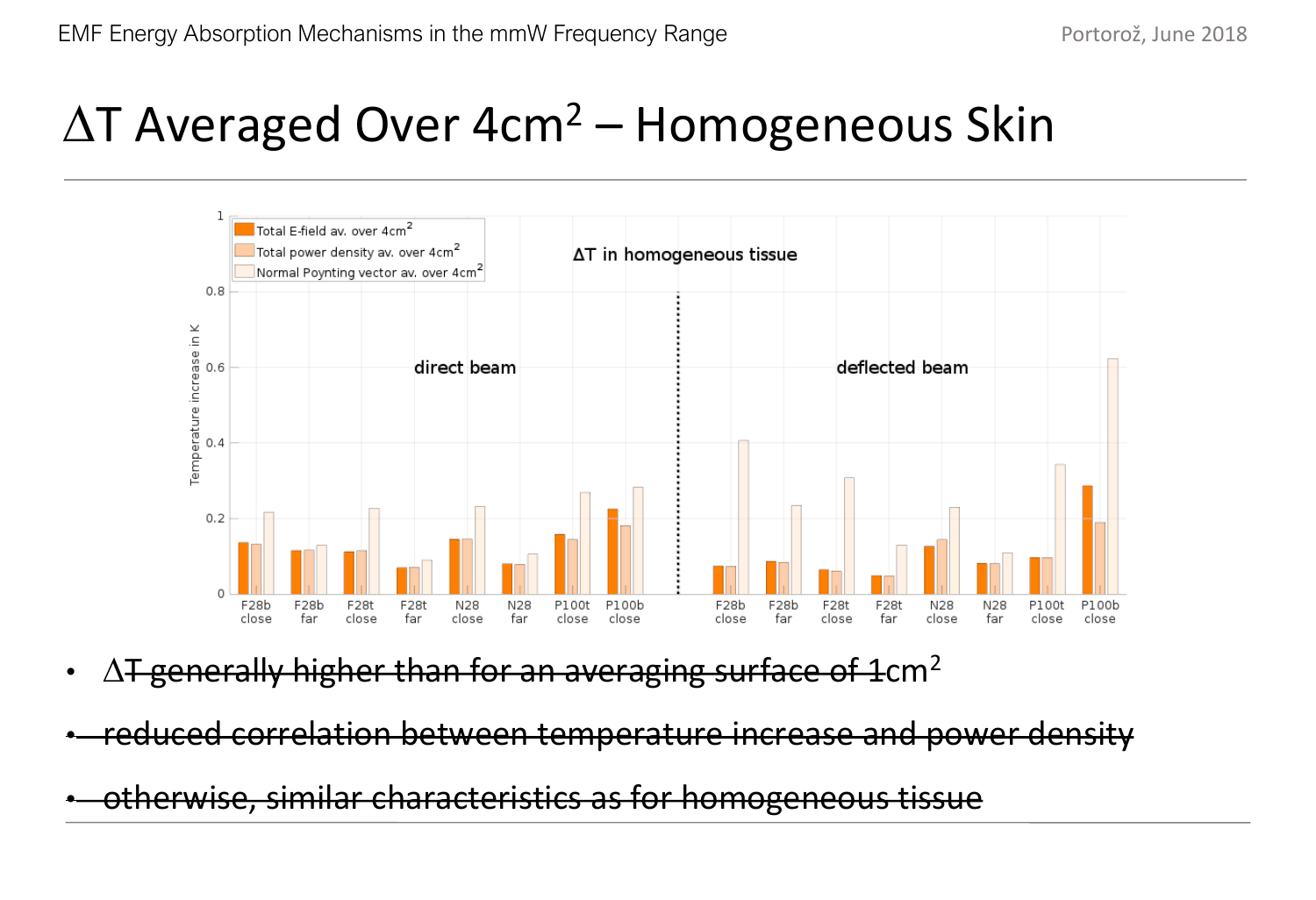# $\Delta$T Averaged Over 4cm$^2$ – Homogeneous Skin

- ~~$\Delta$T generally higher than for an averaging surface of 1~~cm$^2$
- ~~reduced correlation between temperature increase and power density~~
- ~~otherwise, similar characteristics as for homogeneous tissue~~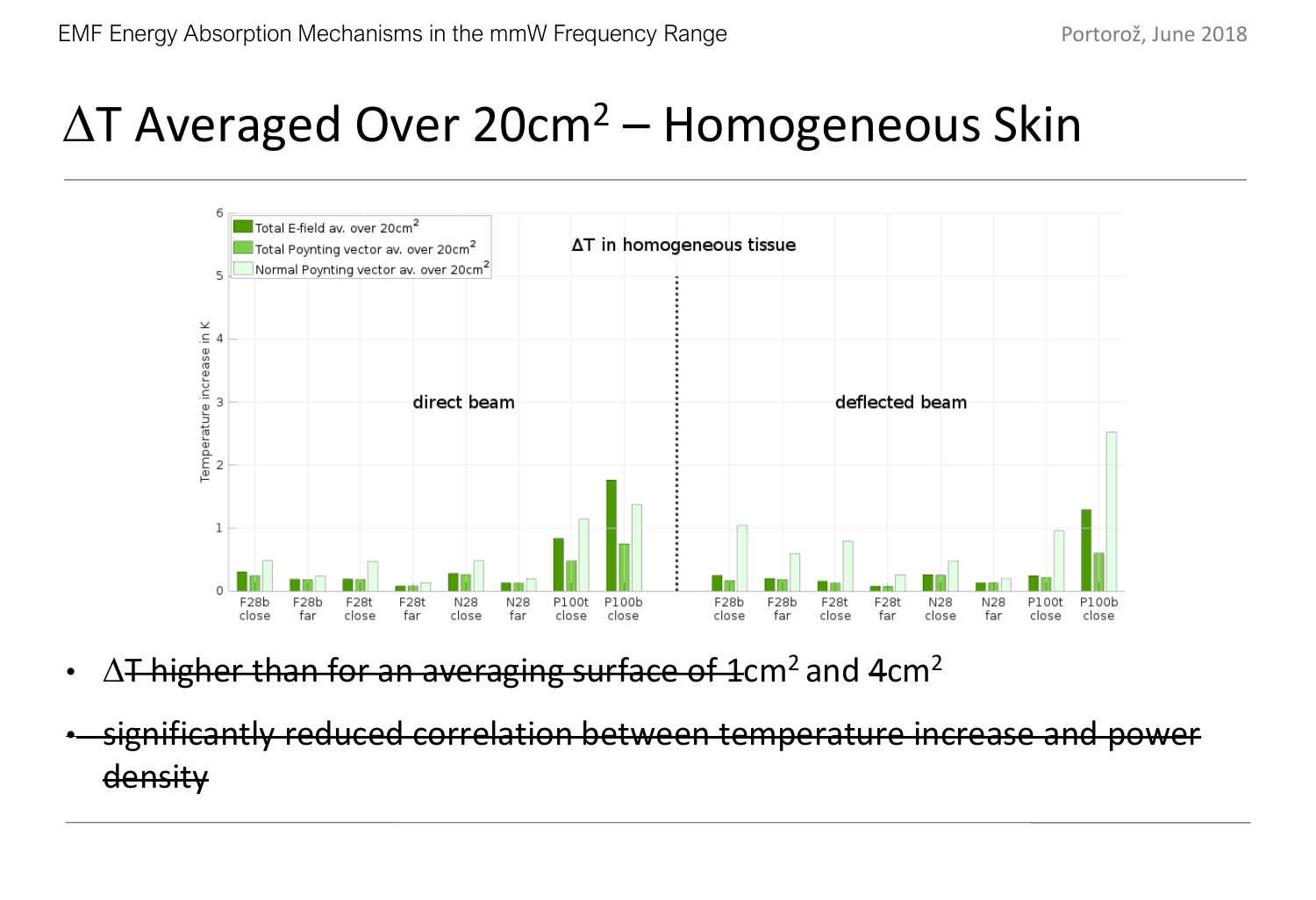# $\Delta$T Averaged Over 20cm$^2$ – Homogeneous Skin

- $\Delta$~~T higher than for an averaging surface of 1~~cm$^2$ and 4cm$^2$
- ~~significantly reduced correlation between temperature increase and power density~~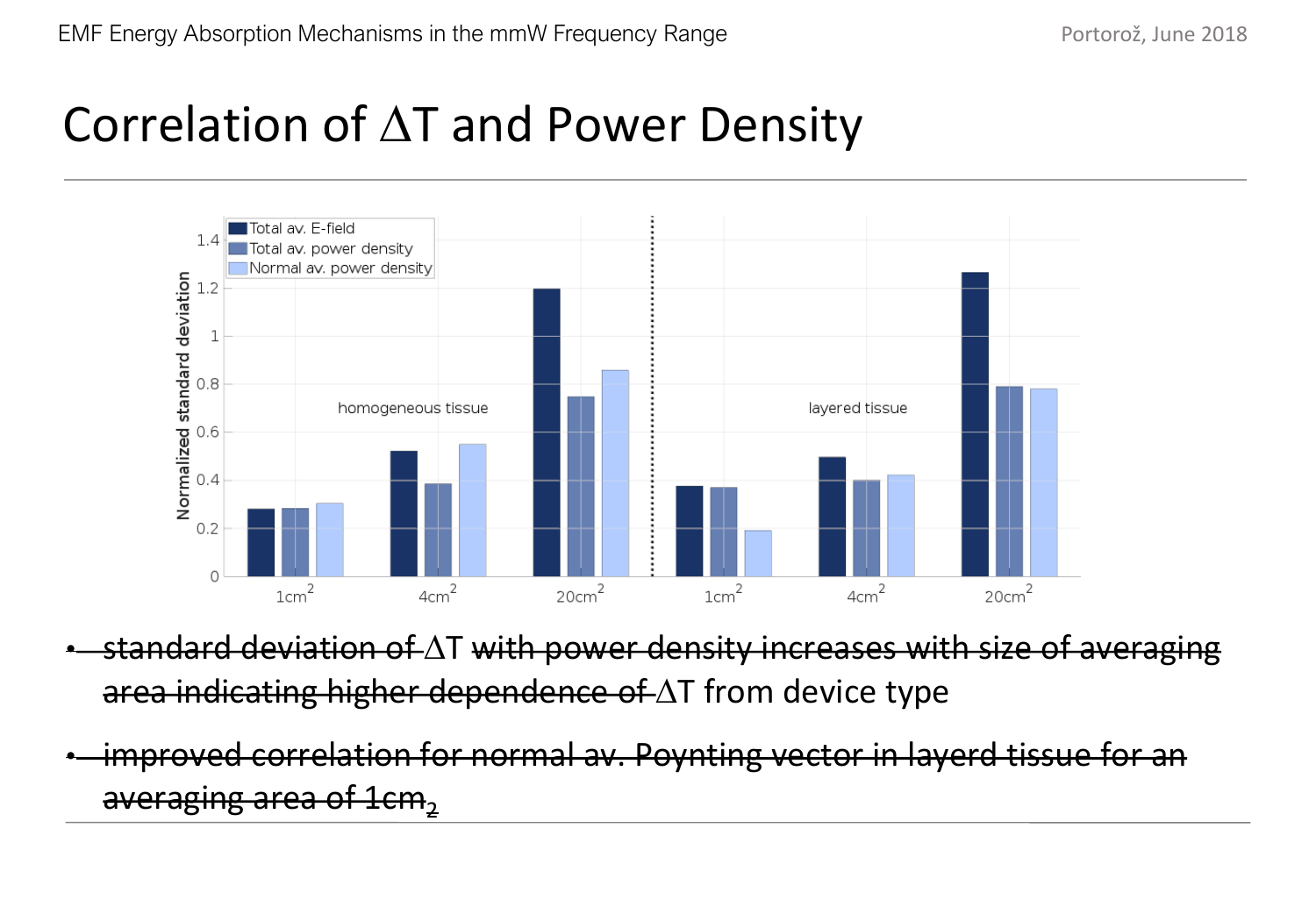# Correlation of $\Delta T$ and Power Density

- ~~standard deviation of~~ $\Delta T$ ~~with power density increases with size of averaging area indicating higher dependence of~~ $\Delta T$ from device type
- ~~improved correlation for normal av. Poynting vector in layerd tissue for an averaging area of 1cm~~$_2$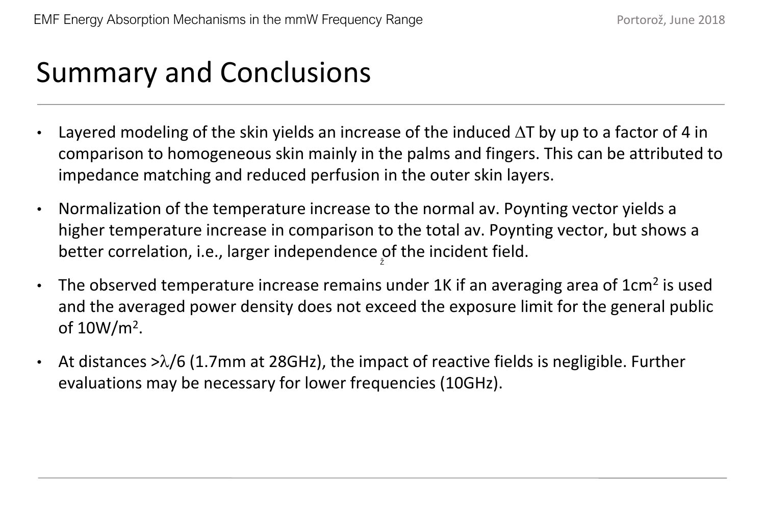# Summary and Conclusions

- Layered modeling of the skin yields an increase of the induced $\Delta T$ by up to a factor of 4 in comparison to homogeneous skin mainly in the palms and fingers. This can be attributed to impedance matching and reduced perfusion in the outer skin layers.
- Normalization of the temperature increase to the normal av. Poynting vector yields a higher temperature increase in comparison to the total av. Poynting vector, but shows a better correlation, i.e., larger independence of the incident field.
- The observed temperature increase remains under 1K if an averaging area of $1\text{cm}^2$ is used and the averaged power density does not exceed the exposure limit for the general public of $10\text{W/m}^2$.
- At distances $>\lambda/6$ (1.7mm at 28GHz), the impact of reactive fields is negligible. Further evaluations may be necessary for lower frequencies (10GHz).